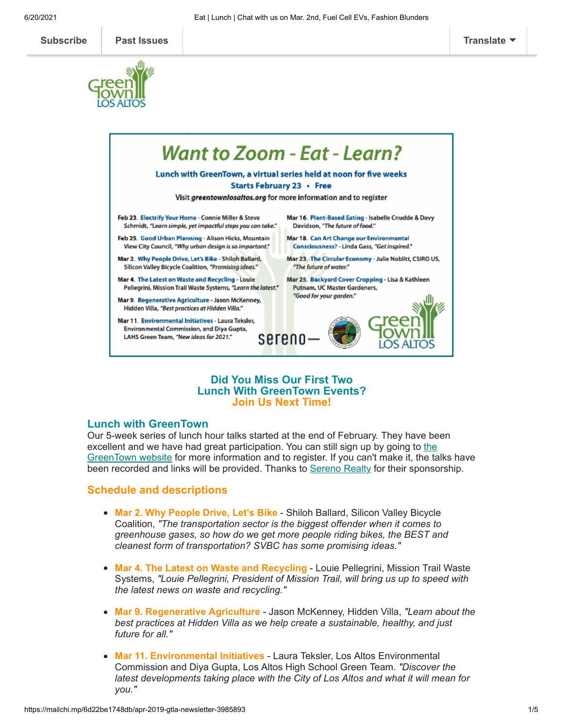Subscribe | Past Issues | Translate

# Want to Zoom - Eat - Learn?

**Lunch with GreenTown, a virtual series held at noon for five weeks**

**Starts February 23 • Free**

Visit ***greentownlosaltos.org*** for more information and to register

- **Feb 23. Electrify Your Home** - Connie Miller & Steve Schmidt, *"Learn simple, yet impactful steps you can take."*
- **Feb 25. Good Urban Planning** - Alison Hicks, Mountain View City Council, *"Why urban design is so important."*
- **Mar 2. Why People Drive, Let's Bike** - Shiloh Ballard, Silicon Valley Bicycle Coalition, *"Promising ideas."*
- **Mar 4. The Latest on Waste and Recycling** - Louie Pellegrini, Mission Trail Waste Systems, *"Learn the latest."*
- **Mar 9. Regenerative Agriculture** - Jason McKenney, Hidden Villa, *"Best practices at Hidden Villa."*
- **Mar 11. Environmental Initiatives** - Laura Teksler, Environmental Commission, and Diya Gupta, LAHS Green Team, *"New ideas for 2021."*
- **Mar 16. Plant-Based Eating** - Isabelle Cnudde & Davy Davidson, *"The future of food."*
- **Mar 18. Can Art Change our Environmental Consciousness?** - Linda Gass, *"Get inspired."*
- **Mar 23. The Circular Economy** - Julie Noblitt, CSIRO US, *"The future of water."*
- **Mar 25. Backyard Cover Cropping** - Lisa & Kathleen Putnam, UC Master Gardeners, *"Good for your garden."*

sereno— GreenTown LOS ALTOS

## Did You Miss Our First Two Lunch With GreenTown Events? Join Us Next Time!

### Lunch with GreenTown

Our 5-week series of lunch hour talks started at the end of February. They have been excellent and we have had great participation. You can still sign up by going to the GreenTown website for more information and to register. If you can't make it, the talks have been recorded and links will be provided. Thanks to Sereno Realty for their sponsorship.

### Schedule and descriptions

- **Mar 2. Why People Drive, Let's Bike** - Shiloh Ballard, Silicon Valley Bicycle Coalition, *"The transportation sector is the biggest offender when it comes to greenhouse gases, so how do we get more people riding bikes, the BEST and cleanest form of transportation? SVBC has some promising ideas."*
- **Mar 4. The Latest on Waste and Recycling** - Louie Pellegrini, Mission Trail Waste Systems, *"Louie Pellegrini, President of Mission Trail, will bring us up to speed with the latest news on waste and recycling."*
- **Mar 9. Regenerative Agriculture** - Jason McKenney, Hidden Villa, *"Learn about the best practices at Hidden Villa as we help create a sustainable, healthy, and just future for all."*
- **Mar 11. Environmental Initiatives** - Laura Teksler, Los Altos Environmental Commission and Diya Gupta, Los Altos High School Green Team. *"Discover the latest developments taking place with the City of Los Altos and what it will mean for you."*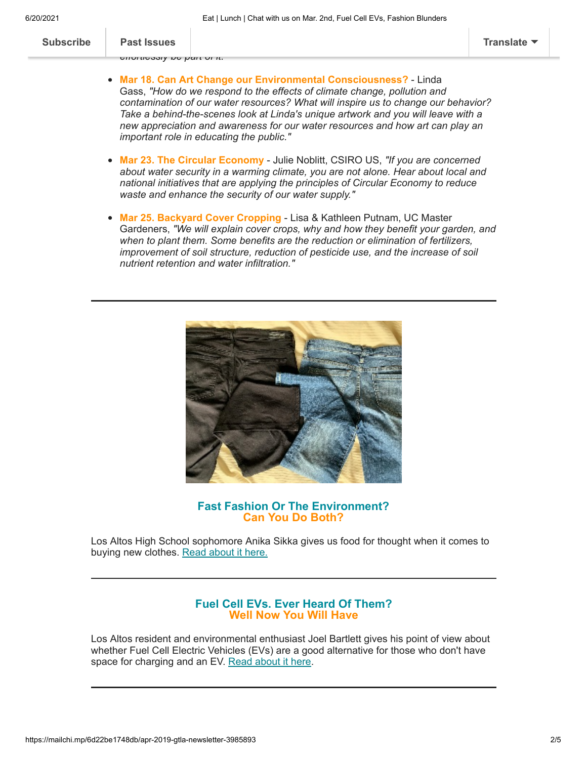*effortlessly be part of it.*

- **Mar 18. Can Art Change our Environmental Consciousness?** - Linda Gass, *"How do we respond to the effects of climate change, pollution and contamination of our water resources? What will inspire us to change our behavior? Take a behind-the-scenes look at Linda's unique artwork and you will leave with a new appreciation and awareness for our water resources and how art can play an important role in educating the public."*

- **Mar 23. The Circular Economy** - Julie Noblitt, CSIRO US, *"If you are concerned about water security in a warming climate, you are not alone. Hear about local and national initiatives that are applying the principles of Circular Economy to reduce waste and enhance the security of our water supply."*

- **Mar 25. Backyard Cover Cropping** - Lisa & Kathleen Putnam, UC Master Gardeners, *"We will explain cover crops, why and how they benefit your garden, and when to plant them. Some benefits are the reduction or elimination of fertilizers, improvement of soil structure, reduction of pesticide use, and the increase of soil nutrient retention and water infiltration."*

---

### Fast Fashion Or The Environment?
### Can You Do Both?

Los Altos High School sophomore Anika Sikka gives us food for thought when it comes to buying new clothes. Read about it here.

---

### Fuel Cell EVs. Ever Heard Of Them?
### Well Now You Will Have

Los Altos resident and environmental enthusiast Joel Bartlett gives his point of view about whether Fuel Cell Electric Vehicles (EVs) are a good alternative for those who don't have space for charging and an EV. Read about it here.

---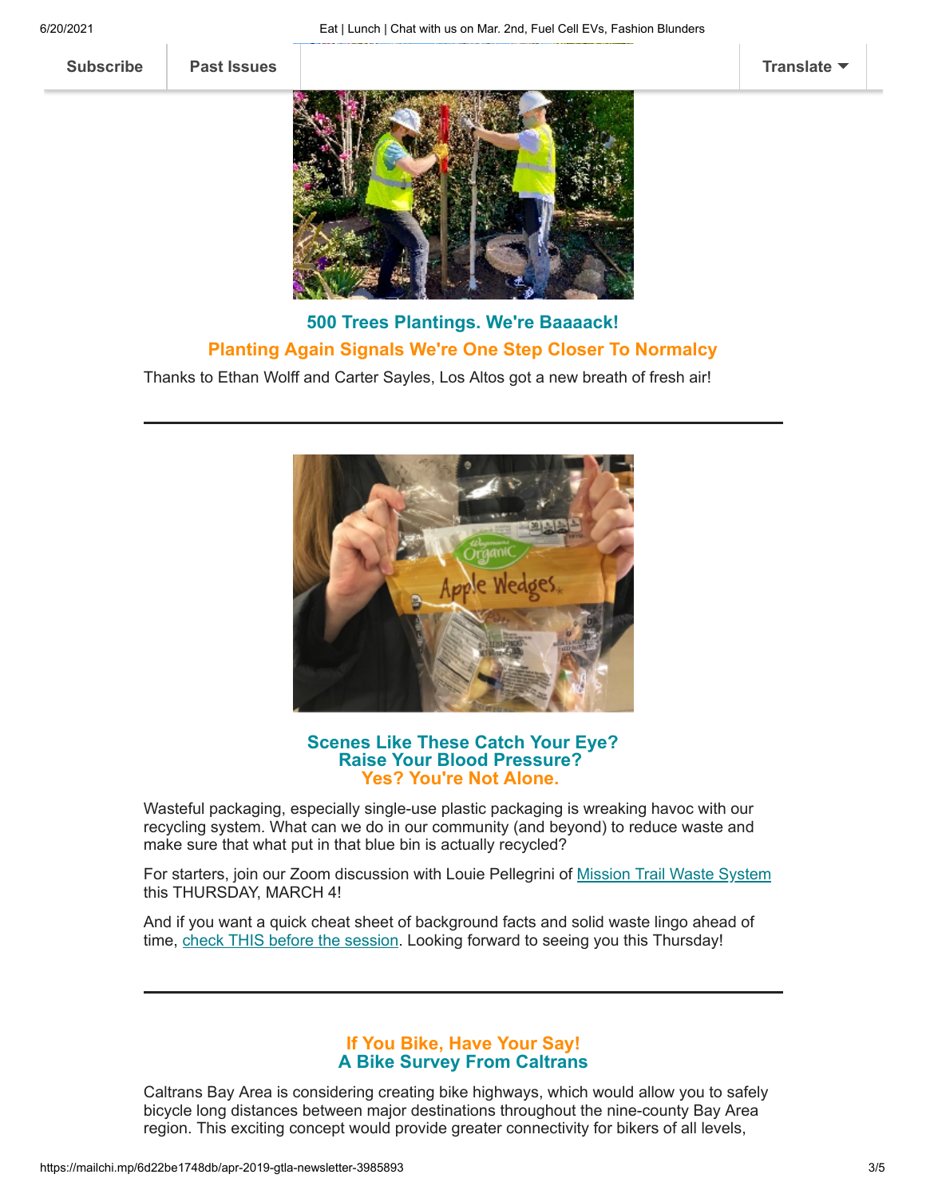## 500 Trees Plantings. We're Baaaack!

## Planting Again Signals We're One Step Closer To Normalcy

Thanks to Ethan Wolff and Carter Sayles, Los Altos got a new breath of fresh air!

---

## Scenes Like These Catch Your Eye?
## Raise Your Blood Pressure?
## Yes? You're Not Alone.

Wasteful packaging, especially single-use plastic packaging is wreaking havoc with our recycling system. What can we do in our community (and beyond) to reduce waste and make sure that what put in that blue bin is actually recycled?

For starters, join our Zoom discussion with Louie Pellegrini of [Mission Trail Waste System]() this THURSDAY, MARCH 4!

And if you want a quick cheat sheet of background facts and solid waste lingo ahead of time, [check THIS before the session](). Looking forward to seeing you this Thursday!

---

## If You Bike, Have Your Say!
## A Bike Survey From Caltrans

Caltrans Bay Area is considering creating bike highways, which would allow you to safely bicycle long distances between major destinations throughout the nine-county Bay Area region. This exciting concept would provide greater connectivity for bikers of all levels,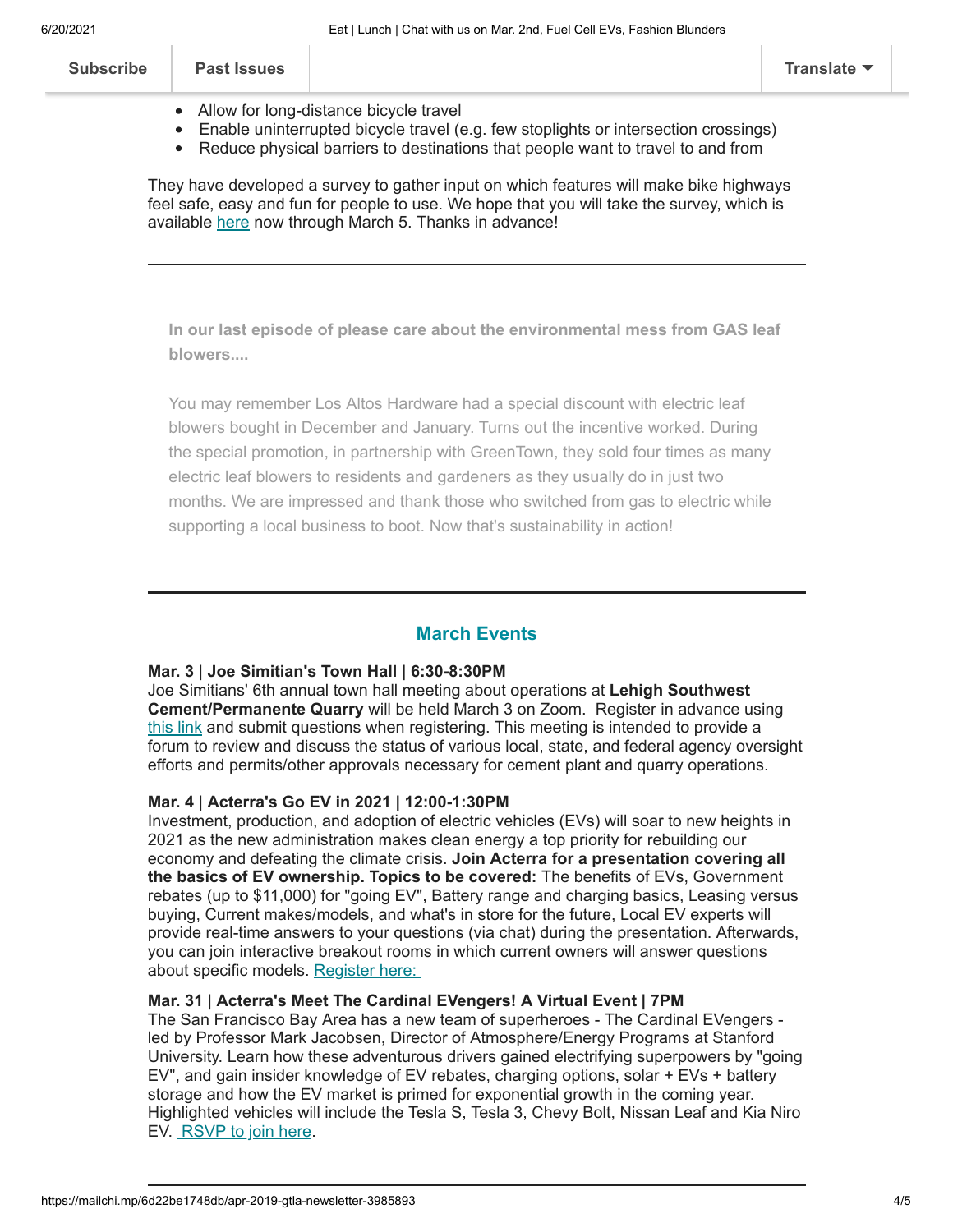- Allow for long-distance bicycle travel
- Enable uninterrupted bicycle travel (e.g. few stoplights or intersection crossings)
- Reduce physical barriers to destinations that people want to travel to and from

They have developed a survey to gather input on which features will make bike highways feel safe, easy and fun for people to use. We hope that you will take the survey, which is available [here](#) now through March 5. Thanks in advance!

---

**In our last episode of please care about the environmental mess from GAS leaf blowers....**

You may remember Los Altos Hardware had a special discount with electric leaf blowers bought in December and January. Turns out the incentive worked. During the special promotion, in partnership with GreenTown, they sold four times as many electric leaf blowers to residents and gardeners as they usually do in just two months. We are impressed and thank those who switched from gas to electric while supporting a local business to boot. Now that's sustainability in action!

---

## March Events

**Mar. 3** | **Joe Simitian's Town Hall | 6:30-8:30PM**
Joe Simitians' 6th annual town hall meeting about operations at **Lehigh Southwest Cement/Permanente Quarry** will be held March 3 on Zoom. Register in advance using [this link](#) and submit questions when registering. This meeting is intended to provide a forum to review and discuss the status of various local, state, and federal agency oversight efforts and permits/other approvals necessary for cement plant and quarry operations.

**Mar. 4** | **Acterra's Go EV in 2021 | 12:00-1:30PM**
Investment, production, and adoption of electric vehicles (EVs) will soar to new heights in 2021 as the new administration makes clean energy a top priority for rebuilding our economy and defeating the climate crisis. **Join Acterra for a presentation covering all the basics of EV ownership. Topics to be covered:** The benefits of EVs, Government rebates (up to $11,000) for "going EV", Battery range and charging basics, Leasing versus buying, Current makes/models, and what's in store for the future, Local EV experts will provide real-time answers to your questions (via chat) during the presentation. Afterwards, you can join interactive breakout rooms in which current owners will answer questions about specific models. [Register here:](#)

**Mar. 31** | **Acterra's Meet The Cardinal EVengers! A Virtual Event | 7PM**
The San Francisco Bay Area has a new team of superheroes - The Cardinal EVengers - led by Professor Mark Jacobsen, Director of Atmosphere/Energy Programs at Stanford University. Learn how these adventurous drivers gained electrifying superpowers by "going EV", and gain insider knowledge of EV rebates, charging options, solar + EVs + battery storage and how the EV market is primed for exponential growth in the coming year. Highlighted vehicles will include the Tesla S, Tesla 3, Chevy Bolt, Nissan Leaf and Kia Niro EV. [RSVP to join here](#).

---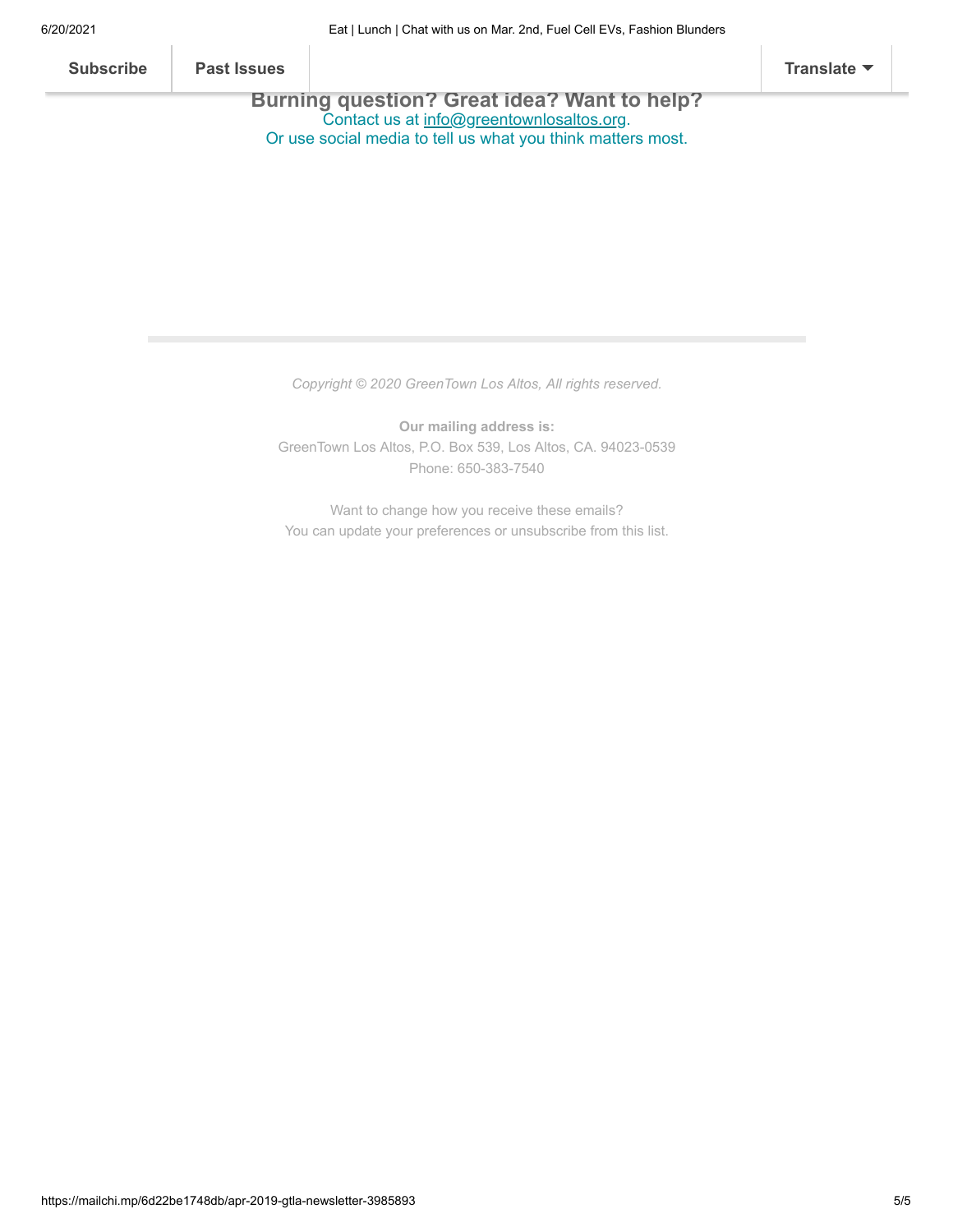**Burning question? Great idea? Want to help?**

Contact us at info@greentownlosaltos.org.
Or use social media to tell us what you think matters most.

*Copyright © 2020 GreenTown Los Altos, All rights reserved.*

**Our mailing address is:**
GreenTown Los Altos, P.O. Box 539, Los Altos, CA. 94023-0539
Phone: 650-383-7540

Want to change how you receive these emails?
You can update your preferences or unsubscribe from this list.